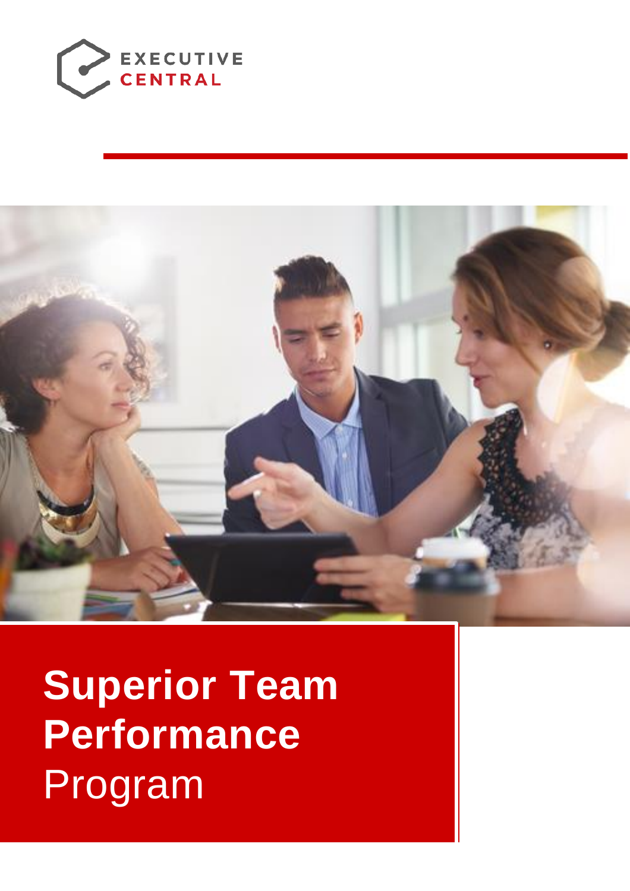EXECUTIVE CENTRAL

# **Superior Team Performance** Program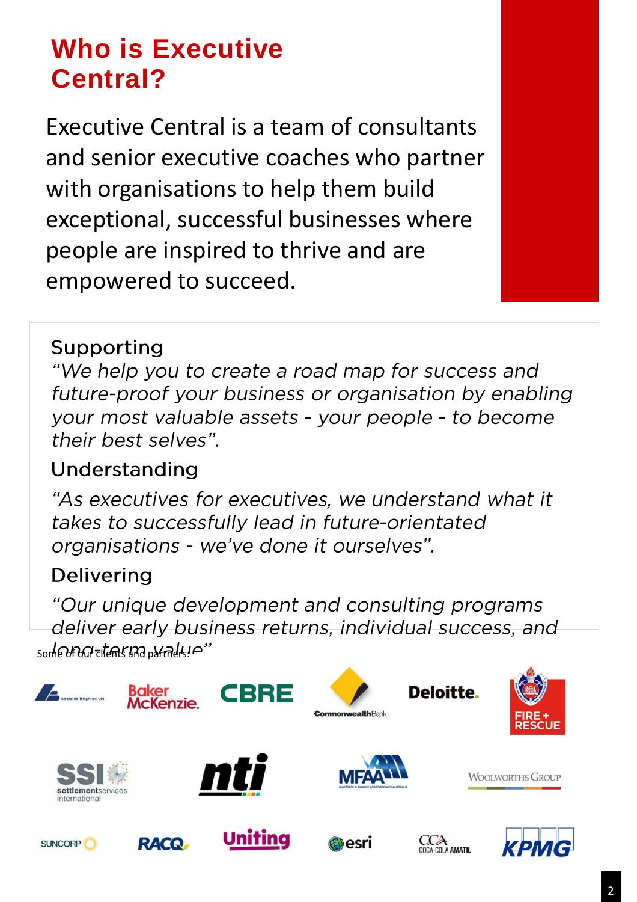# Who is Executive Central?

Executive Central is a team of consultants and senior executive coaches who partner with organisations to help them build exceptional, successful businesses where people are inspired to thrive and are empowered to succeed.

## Supporting

*"We help you to create a road map for success and future-proof your business or organisation by enabling your most valuable assets - your people - to become their best selves".*

## Understanding

*"As executives for executives, we understand what it takes to successfully lead in future-orientated organisations - we've done it ourselves".*

## Delivering

*"Our unique development and consulting programs deliver early business returns, individual success, and long-term value"*

Some of our clients and partners: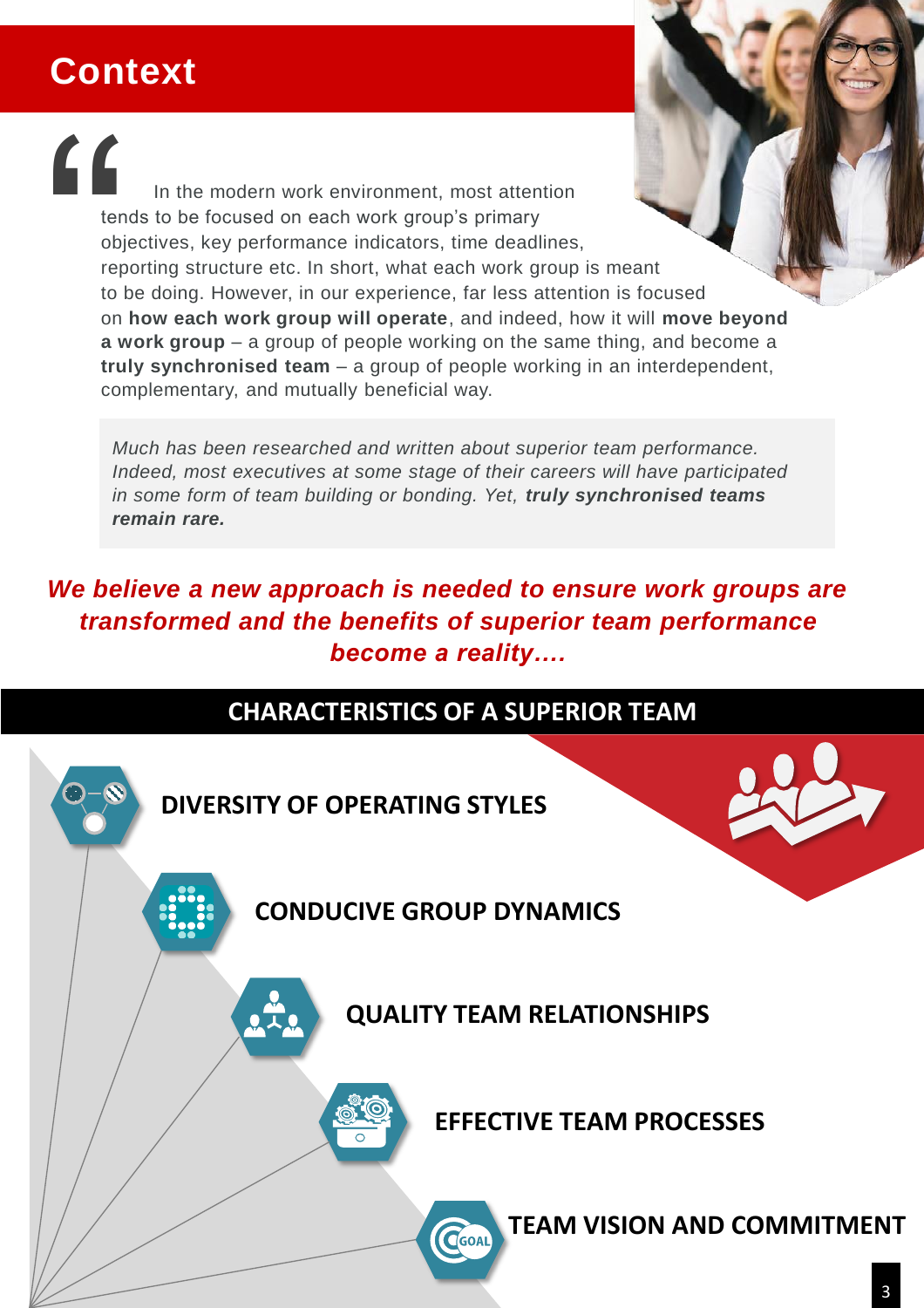## Context

In the modern work environment, most attention tends to be focused on each work group's primary objectives, key performance indicators, time deadlines, reporting structure etc. In short, what each work group is meant to be doing. However, in our experience, far less attention is focused on **how each work group will operate**, and indeed, how it will **move beyond a work group** – a group of people working on the same thing, and become a **truly synchronised team** – a group of people working in an interdependent, complementary, and mutually beneficial way.

> *Much has been researched and written about superior team performance. Indeed, most executives at some stage of their careers will have participated in some form of team building or bonding. Yet,* ***truly synchronised teams remain rare.***

***We believe a new approach is needed to ensure work groups are transformed and the benefits of superior team performance become a reality….***

## CHARACTERISTICS OF A SUPERIOR TEAM

- **DIVERSITY OF OPERATING STYLES**
- **CONDUCIVE GROUP DYNAMICS**
- **QUALITY TEAM RELATIONSHIPS**
- **EFFECTIVE TEAM PROCESSES**
- **TEAM VISION AND COMMITMENT**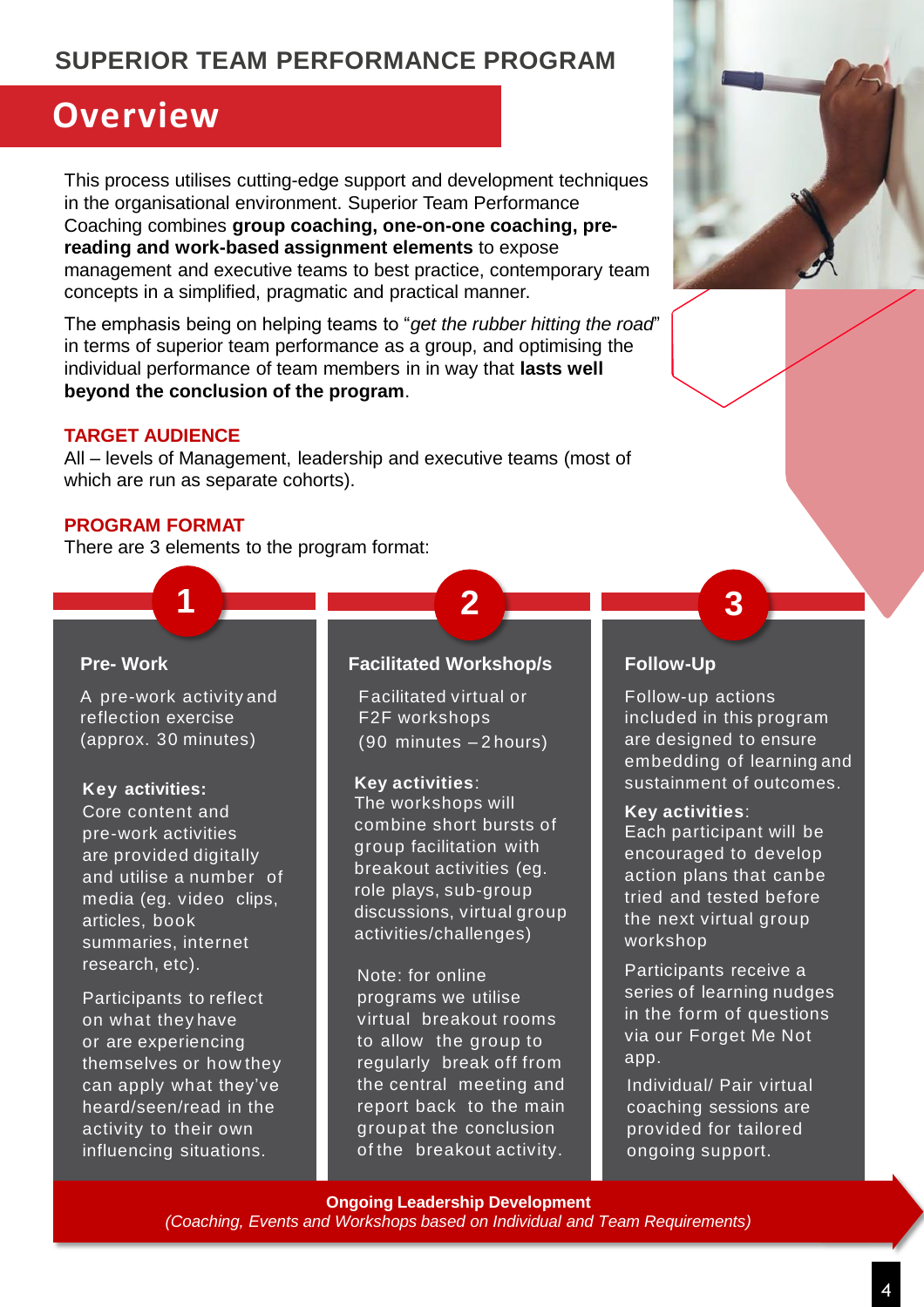# SUPERIOR TEAM PERFORMANCE PROGRAM

## Overview

This process utilises cutting-edge support and development techniques in the organisational environment. Superior Team Performance Coaching combines **group coaching, one-on-one coaching, pre-reading and work-based assignment elements** to expose management and executive teams to best practice, contemporary team concepts in a simplified, pragmatic and practical manner.

The emphasis being on helping teams to "*get the rubber hitting the road*" in terms of superior team performance as a group, and optimising the individual performance of team members in in way that **lasts well beyond the conclusion of the program**.

### TARGET AUDIENCE

All – levels of Management, leadership and executive teams (most of which are run as separate cohorts).

### PROGRAM FORMAT

There are 3 elements to the program format:

#### 1 Pre- Work

A pre-work activity and reflection exercise (approx. 30 minutes)

**Key activities:**
Core content and pre-work activities are provided digitally and utilise a number of media (eg. video clips, articles, book summaries, internet research, etc).

Participants to reflect on what they have or are experiencing themselves or how they can apply what they've heard/seen/read in the activity to their own influencing situations.

#### 2 Facilitated Workshop/s

Facilitated virtual or F2F workshops (90 minutes – 2 hours)

**Key activities**:
The workshops will combine short bursts of group facilitation with breakout activities (eg. role plays, sub-group discussions, virtual group activities/challenges)

Note: for online programs we utilise virtual breakout rooms to allow the group to regularly break off from the central meeting and report back to the main group at the conclusion of the breakout activity.

#### 3 Follow-Up

Follow-up actions included in this program are designed to ensure embedding of learning and sustainment of outcomes.

**Key activities**:
Each participant will be encouraged to develop action plans that can be tried and tested before the next virtual group workshop

Participants receive a series of learning nudges in the form of questions via our Forget Me Not app.

Individual/ Pair virtual coaching sessions are provided for tailored ongoing support.

**Ongoing Leadership Development**
*(Coaching, Events and Workshops based on Individual and Team Requirements)*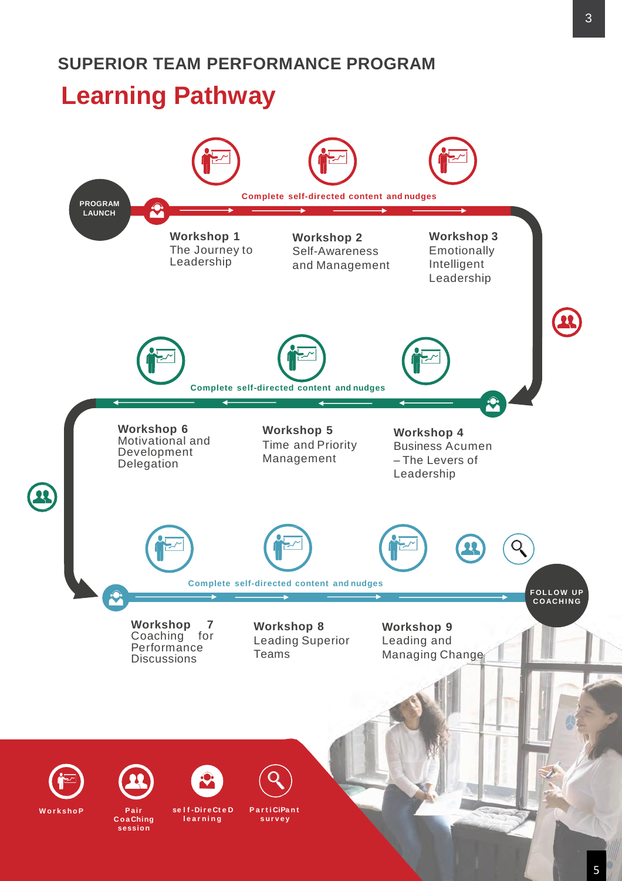## SUPERIOR TEAM PERFORMANCE PROGRAM

# Learning Pathway

PROGRAM LAUNCH

Complete self-directed content and nudges

**Workshop 1**
The Journey to Leadership

**Workshop 2**
Self-Awareness and Management

**Workshop 3**
Emotionally Intelligent Leadership

Complete self-directed content and nudges

**Workshop 6**
Motivational and Development Delegation

**Workshop 5**
Time and Priority Management

**Workshop 4**
Business Acumen – The Levers of Leadership

Complete self-directed content and nudges

**Workshop 7**
Coaching for Performance Discussions

**Workshop 8**
Leading Superior Teams

**Workshop 9**
Leading and Managing Change

FOLLOW UP COACHING

- Workshop
- Pair Coaching session
- self-Directed learning
- Participant survey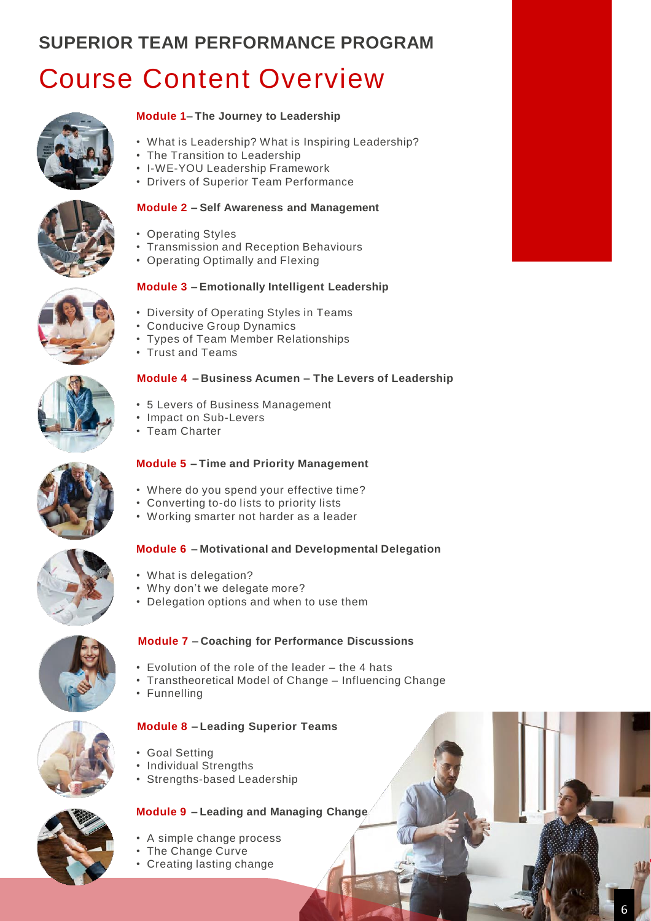## SUPERIOR TEAM PERFORMANCE PROGRAM

# Course Content Overview

### Module 1 – The Journey to Leadership

- What is Leadership? What is Inspiring Leadership?
- The Transition to Leadership
- I-WE-YOU Leadership Framework
- Drivers of Superior Team Performance

### Module 2 – Self Awareness and Management

- Operating Styles
- Transmission and Reception Behaviours
- Operating Optimally and Flexing

### Module 3 – Emotionally Intelligent Leadership

- Diversity of Operating Styles in Teams
- Conducive Group Dynamics
- Types of Team Member Relationships
- Trust and Teams

### Module 4 – Business Acumen – The Levers of Leadership

- 5 Levers of Business Management
- Impact on Sub-Levers
- Team Charter

### Module 5 – Time and Priority Management

- Where do you spend your effective time?
- Converting to-do lists to priority lists
- Working smarter not harder as a leader

### Module 6 – Motivational and Developmental Delegation

- What is delegation?
- Why don't we delegate more?
- Delegation options and when to use them

### Module 7 – Coaching for Performance Discussions

- Evolution of the role of the leader – the 4 hats
- Transtheoretical Model of Change – Influencing Change
- Funnelling

### Module 8 – Leading Superior Teams

- Goal Setting
- Individual Strengths
- Strengths-based Leadership

### Module 9 – Leading and Managing Change

- A simple change process
- The Change Curve
- Creating lasting change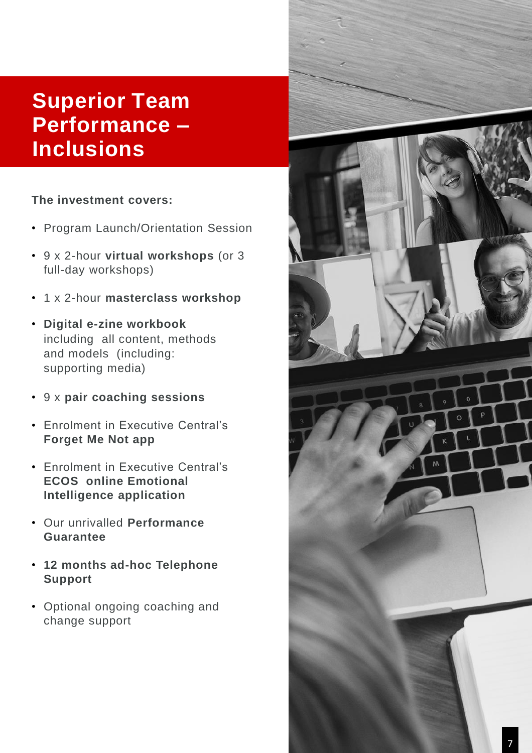# Superior Team Performance – Inclusions

**The investment covers:**

- Program Launch/Orientation Session
- 9 x 2-hour **virtual workshops** (or 3 full-day workshops)
- 1 x 2-hour **masterclass workshop**
- **Digital e-zine workbook** including all content, methods and models (including: supporting media)
- 9 x **pair coaching sessions**
- Enrolment in Executive Central's **Forget Me Not app**
- Enrolment in Executive Central's **ECOS online Emotional Intelligence application**
- Our unrivalled **Performance Guarantee**
- **12 months ad-hoc Telephone Support**
- Optional ongoing coaching and change support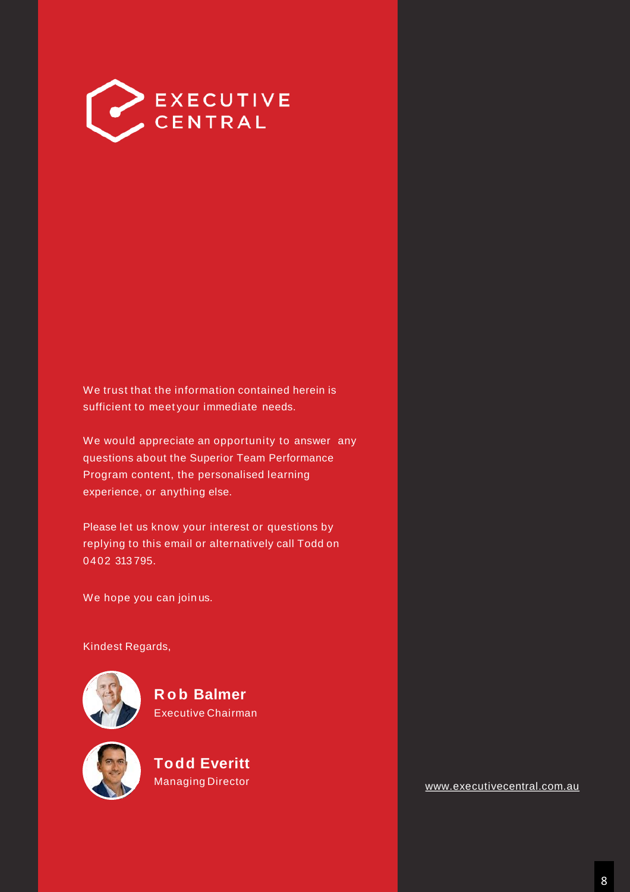EXECUTIVE CENTRAL

We trust that the information contained herein is sufficient to meet your immediate needs.

We would appreciate an opportunity to answer any questions about the Superior Team Performance Program content, the personalised learning experience, or anything else.

Please let us know your interest or questions by replying to this email or alternatively call Todd on 0402 313 795.

We hope you can join us.

Kindest Regards,

**Rob Balmer**
Executive Chairman

**Todd Everitt**
Managing Director

www.executivecentral.com.au